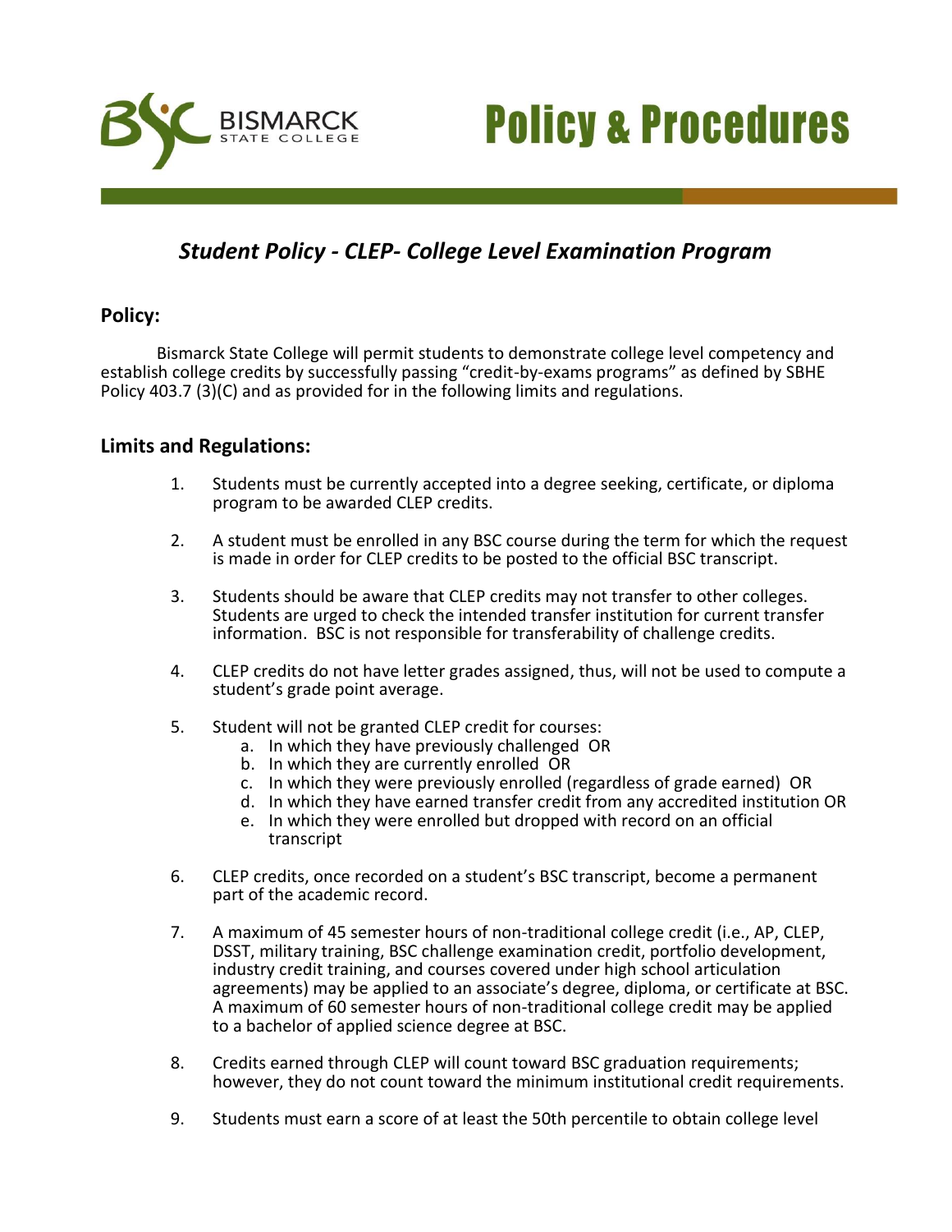# Policy & Procedures

## *Student Policy - CLEP- College Level Examination Program*

### Policy:

Bismarck State College will permit students to demonstrate college level competency and establish college credits by successfully passing "credit-by-exams programs" as defined by SBHE Policy 403.7 (3)(C) and as provided for in the following limits and regulations.

### Limits and Regulations:

1. Students must be currently accepted into a degree seeking, certificate, or diploma program to be awarded CLEP credits.

2. A student must be enrolled in any BSC course during the term for which the request is made in order for CLEP credits to be posted to the official BSC transcript.

3. Students should be aware that CLEP credits may not transfer to other colleges. Students are urged to check the intended transfer institution for current transfer information. BSC is not responsible for transferability of challenge credits.

4. CLEP credits do not have letter grades assigned, thus, will not be used to compute a student's grade point average.

5. Student will not be granted CLEP credit for courses:
   a. In which they have previously challenged OR
   b. In which they are currently enrolled OR
   c. In which they were previously enrolled (regardless of grade earned) OR
   d. In which they have earned transfer credit from any accredited institution OR
   e. In which they were enrolled but dropped with record on an official transcript

6. CLEP credits, once recorded on a student's BSC transcript, become a permanent part of the academic record.

7. A maximum of 45 semester hours of non-traditional college credit (i.e., AP, CLEP, DSST, military training, BSC challenge examination credit, portfolio development, industry credit training, and courses covered under high school articulation agreements) may be applied to an associate's degree, diploma, or certificate at BSC. A maximum of 60 semester hours of non-traditional college credit may be applied to a bachelor of applied science degree at BSC.

8. Credits earned through CLEP will count toward BSC graduation requirements; however, they do not count toward the minimum institutional credit requirements.

9. Students must earn a score of at least the 50th percentile to obtain college level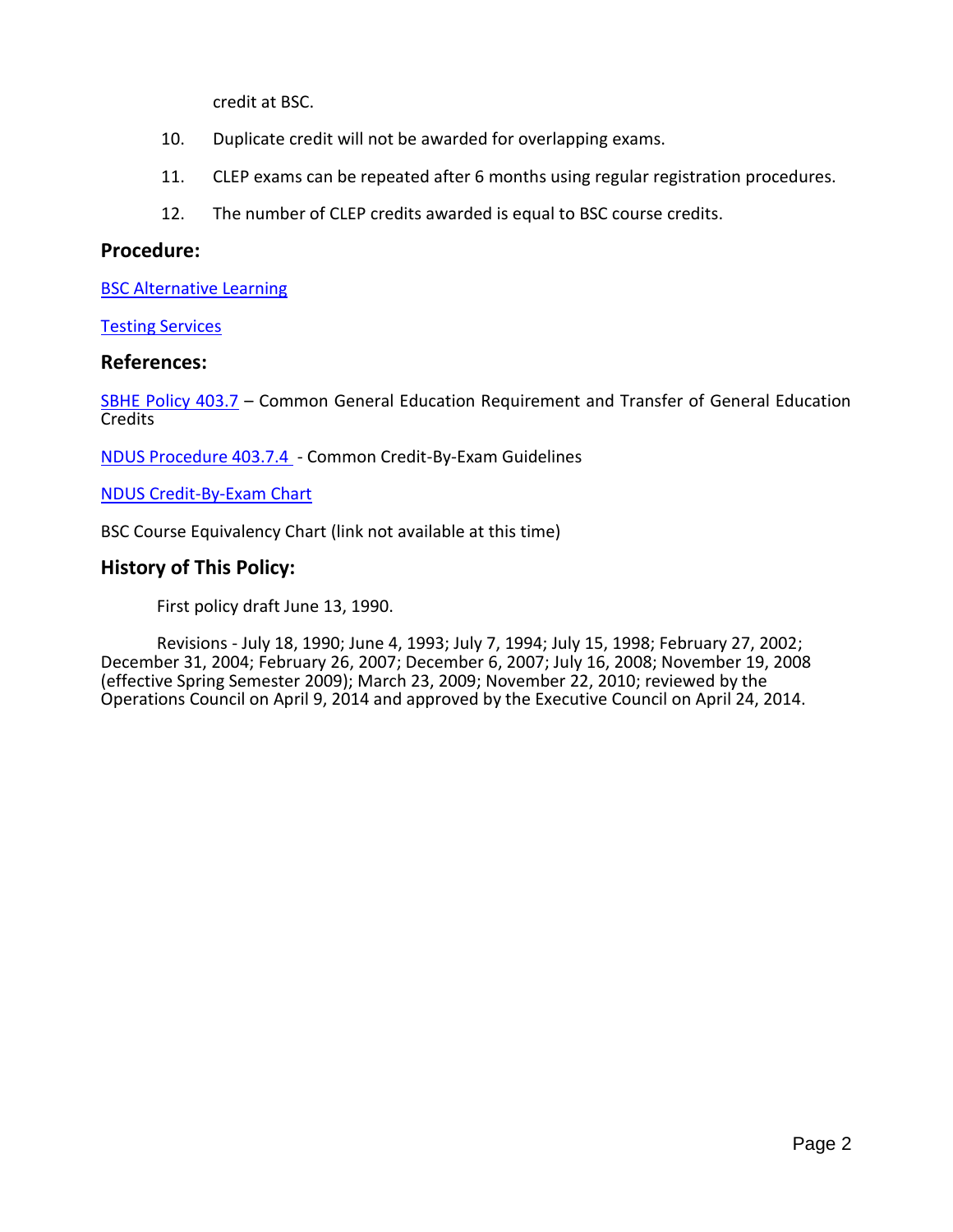credit at BSC.

10. Duplicate credit will not be awarded for overlapping exams.

11. CLEP exams can be repeated after 6 months using regular registration procedures.

12. The number of CLEP credits awarded is equal to BSC course credits.

## Procedure:

BSC Alternative Learning

Testing Services

## References:

SBHE Policy 403.7 – Common General Education Requirement and Transfer of General Education Credits

NDUS Procedure 403.7.4 - Common Credit-By-Exam Guidelines

NDUS Credit-By-Exam Chart

BSC Course Equivalency Chart (link not available at this time)

## History of This Policy:

First policy draft June 13, 1990.

Revisions - July 18, 1990; June 4, 1993; July 7, 1994; July 15, 1998; February 27, 2002; December 31, 2004; February 26, 2007; December 6, 2007; July 16, 2008; November 19, 2008 (effective Spring Semester 2009); March 23, 2009; November 22, 2010; reviewed by the Operations Council on April 9, 2014 and approved by the Executive Council on April 24, 2014.